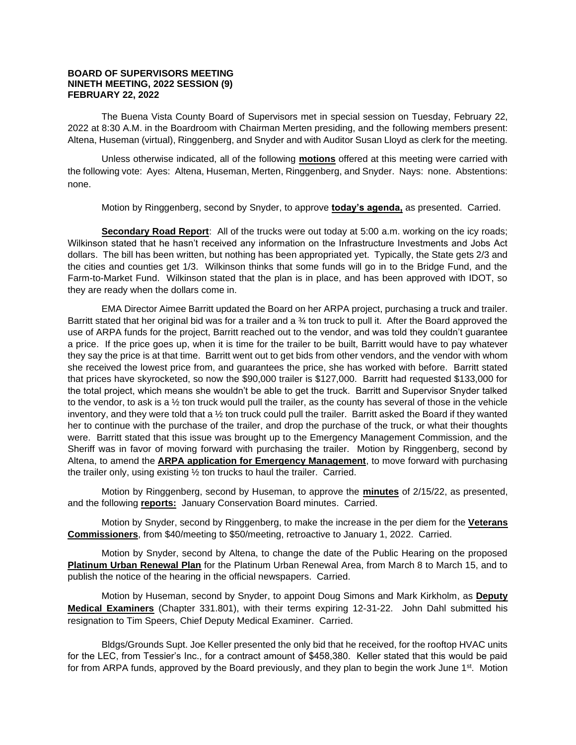**BOARD OF SUPERVISORS MEETING**
**NINETH MEETING, 2022 SESSION (9)**
**FEBRUARY 22, 2022**

The Buena Vista County Board of Supervisors met in special session on Tuesday, February 22, 2022 at 8:30 A.M. in the Boardroom with Chairman Merten presiding, and the following members present: Altena, Huseman (virtual), Ringgenberg, and Snyder and with Auditor Susan Lloyd as clerk for the meeting.

Unless otherwise indicated, all of the following **motions** offered at this meeting were carried with the following vote: Ayes: Altena, Huseman, Merten, Ringgenberg, and Snyder. Nays: none. Abstentions: none.

Motion by Ringgenberg, second by Snyder, to approve **today's agenda,** as presented. Carried.

**Secondary Road Report**: All of the trucks were out today at 5:00 a.m. working on the icy roads; Wilkinson stated that he hasn't received any information on the Infrastructure Investments and Jobs Act dollars. The bill has been written, but nothing has been appropriated yet. Typically, the State gets 2/3 and the cities and counties get 1/3. Wilkinson thinks that some funds will go in to the Bridge Fund, and the Farm-to-Market Fund. Wilkinson stated that the plan is in place, and has been approved with IDOT, so they are ready when the dollars come in.

EMA Director Aimee Barritt updated the Board on her ARPA project, purchasing a truck and trailer. Barritt stated that her original bid was for a trailer and a ¾ ton truck to pull it. After the Board approved the use of ARPA funds for the project, Barritt reached out to the vendor, and was told they couldn't guarantee a price. If the price goes up, when it is time for the trailer to be built, Barritt would have to pay whatever they say the price is at that time. Barritt went out to get bids from other vendors, and the vendor with whom she received the lowest price from, and guarantees the price, she has worked with before. Barritt stated that prices have skyrocketed, so now the $90,000 trailer is $127,000. Barritt had requested $133,000 for the total project, which means she wouldn't be able to get the truck. Barritt and Supervisor Snyder talked to the vendor, to ask is a ½ ton truck would pull the trailer, as the county has several of those in the vehicle inventory, and they were told that a ½ ton truck could pull the trailer. Barritt asked the Board if they wanted her to continue with the purchase of the trailer, and drop the purchase of the truck, or what their thoughts were. Barritt stated that this issue was brought up to the Emergency Management Commission, and the Sheriff was in favor of moving forward with purchasing the trailer. Motion by Ringgenberg, second by Altena, to amend the **ARPA application for Emergency Management**, to move forward with purchasing the trailer only, using existing ½ ton trucks to haul the trailer. Carried.

Motion by Ringgenberg, second by Huseman, to approve the **minutes** of 2/15/22, as presented, and the following **reports:** January Conservation Board minutes. Carried.

Motion by Snyder, second by Ringgenberg, to make the increase in the per diem for the **Veterans Commissioners**, from $40/meeting to $50/meeting, retroactive to January 1, 2022. Carried.

Motion by Snyder, second by Altena, to change the date of the Public Hearing on the proposed **Platinum Urban Renewal Plan** for the Platinum Urban Renewal Area, from March 8 to March 15, and to publish the notice of the hearing in the official newspapers. Carried.

Motion by Huseman, second by Snyder, to appoint Doug Simons and Mark Kirkholm, as **Deputy Medical Examiners** (Chapter 331.801), with their terms expiring 12-31-22. John Dahl submitted his resignation to Tim Speers, Chief Deputy Medical Examiner. Carried.

Bldgs/Grounds Supt. Joe Keller presented the only bid that he received, for the rooftop HVAC units for the LEC, from Tessier's Inc., for a contract amount of $458,380. Keller stated that this would be paid for from ARPA funds, approved by the Board previously, and they plan to begin the work June 1st. Motion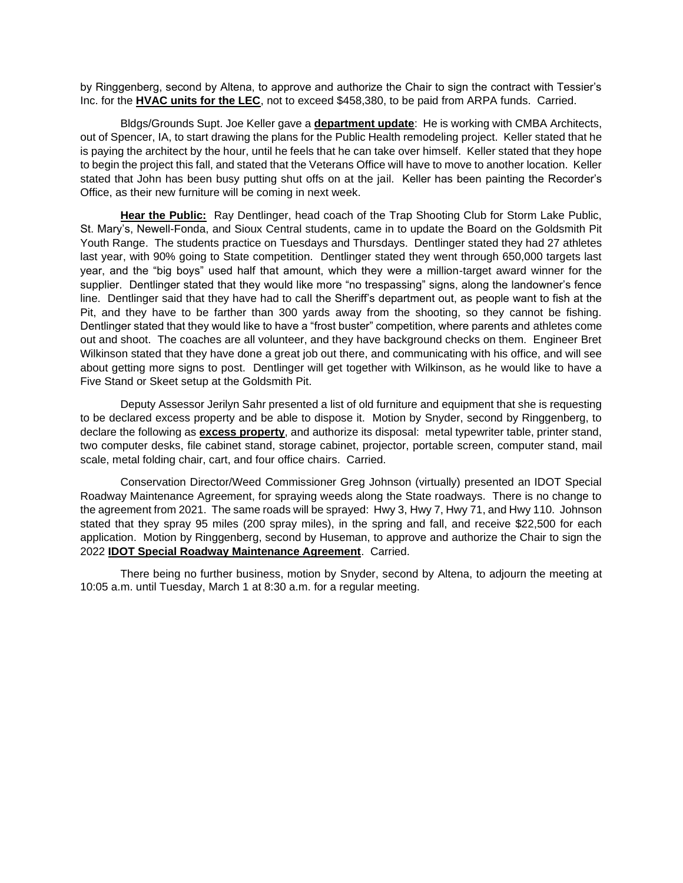by Ringgenberg, second by Altena, to approve and authorize the Chair to sign the contract with Tessier's Inc. for the **HVAC units for the LEC**, not to exceed $458,380, to be paid from ARPA funds. Carried.

Bldgs/Grounds Supt. Joe Keller gave a **department update**: He is working with CMBA Architects, out of Spencer, IA, to start drawing the plans for the Public Health remodeling project. Keller stated that he is paying the architect by the hour, until he feels that he can take over himself. Keller stated that they hope to begin the project this fall, and stated that the Veterans Office will have to move to another location. Keller stated that John has been busy putting shut offs on at the jail. Keller has been painting the Recorder's Office, as their new furniture will be coming in next week.

**Hear the Public:** Ray Dentlinger, head coach of the Trap Shooting Club for Storm Lake Public, St. Mary's, Newell-Fonda, and Sioux Central students, came in to update the Board on the Goldsmith Pit Youth Range. The students practice on Tuesdays and Thursdays. Dentlinger stated they had 27 athletes last year, with 90% going to State competition. Dentlinger stated they went through 650,000 targets last year, and the "big boys" used half that amount, which they were a million-target award winner for the supplier. Dentlinger stated that they would like more "no trespassing" signs, along the landowner's fence line. Dentlinger said that they have had to call the Sheriff's department out, as people want to fish at the Pit, and they have to be farther than 300 yards away from the shooting, so they cannot be fishing. Dentlinger stated that they would like to have a "frost buster" competition, where parents and athletes come out and shoot. The coaches are all volunteer, and they have background checks on them. Engineer Bret Wilkinson stated that they have done a great job out there, and communicating with his office, and will see about getting more signs to post. Dentlinger will get together with Wilkinson, as he would like to have a Five Stand or Skeet setup at the Goldsmith Pit.

Deputy Assessor Jerilyn Sahr presented a list of old furniture and equipment that she is requesting to be declared excess property and be able to dispose it. Motion by Snyder, second by Ringgenberg, to declare the following as **excess property**, and authorize its disposal: metal typewriter table, printer stand, two computer desks, file cabinet stand, storage cabinet, projector, portable screen, computer stand, mail scale, metal folding chair, cart, and four office chairs. Carried.

Conservation Director/Weed Commissioner Greg Johnson (virtually) presented an IDOT Special Roadway Maintenance Agreement, for spraying weeds along the State roadways. There is no change to the agreement from 2021. The same roads will be sprayed: Hwy 3, Hwy 7, Hwy 71, and Hwy 110. Johnson stated that they spray 95 miles (200 spray miles), in the spring and fall, and receive $22,500 for each application. Motion by Ringgenberg, second by Huseman, to approve and authorize the Chair to sign the 2022 **IDOT Special Roadway Maintenance Agreement**. Carried.

There being no further business, motion by Snyder, second by Altena, to adjourn the meeting at 10:05 a.m. until Tuesday, March 1 at 8:30 a.m. for a regular meeting.